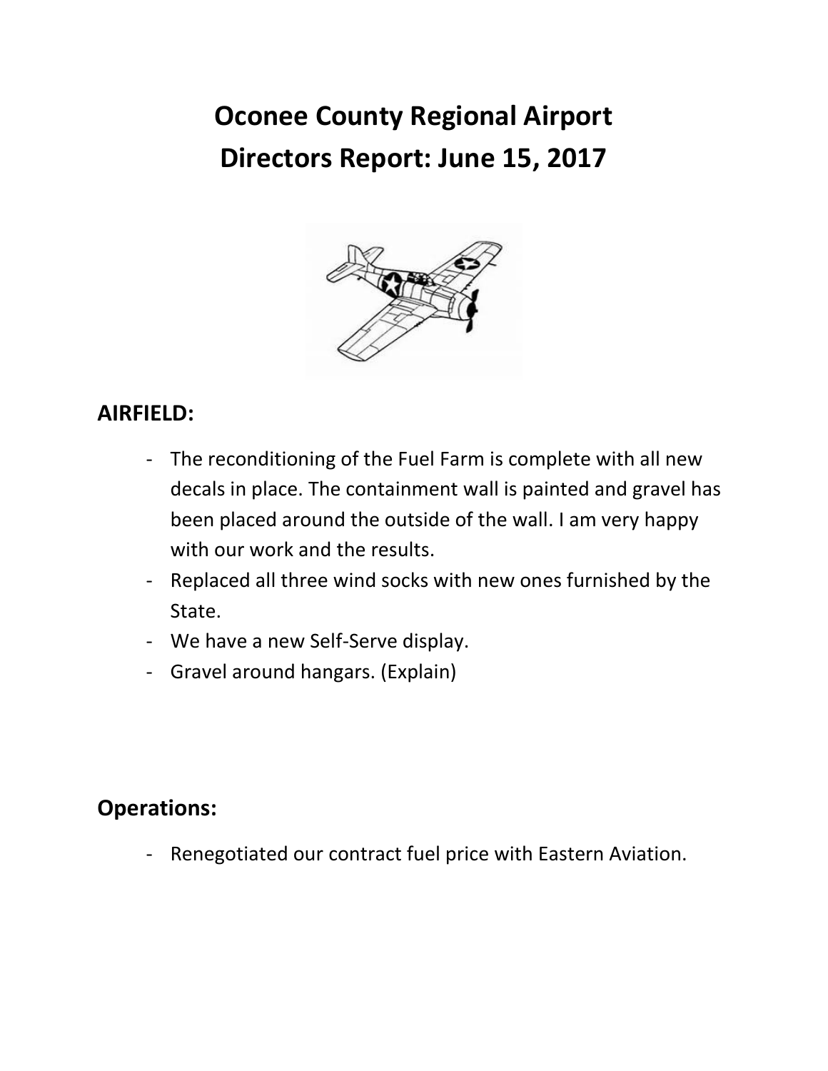# Oconee County Regional Airport
# Directors Report: June 15, 2017

## AIRFIELD:

- The reconditioning of the Fuel Farm is complete with all new decals in place. The containment wall is painted and gravel has been placed around the outside of the wall. I am very happy with our work and the results.
- Replaced all three wind socks with new ones furnished by the State.
- We have a new Self-Serve display.
- Gravel around hangars. (Explain)

## Operations:

- Renegotiated our contract fuel price with Eastern Aviation.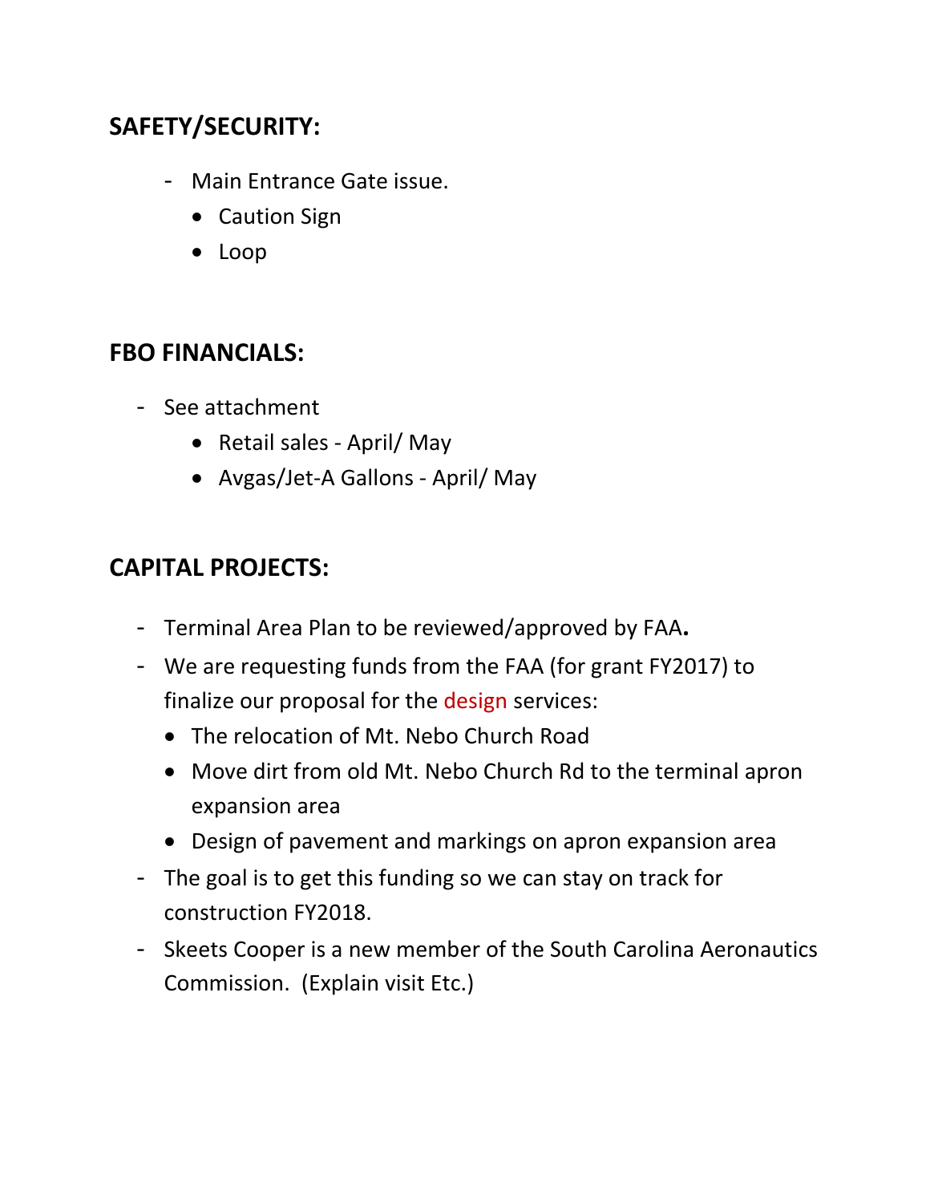## SAFETY/SECURITY:

- Main Entrance Gate issue.
  - Caution Sign
  - Loop

## FBO FINANCIALS:

- See attachment
  - Retail sales - April/ May
  - Avgas/Jet-A Gallons - April/ May

## CAPITAL PROJECTS:

- Terminal Area Plan to be reviewed/approved by FAA**.**
- We are requesting funds from the FAA (for grant FY2017) to finalize our proposal for the design services:
  - The relocation of Mt. Nebo Church Road
  - Move dirt from old Mt. Nebo Church Rd to the terminal apron expansion area
  - Design of pavement and markings on apron expansion area
- The goal is to get this funding so we can stay on track for construction FY2018.
- Skeets Cooper is a new member of the South Carolina Aeronautics Commission. (Explain visit Etc.)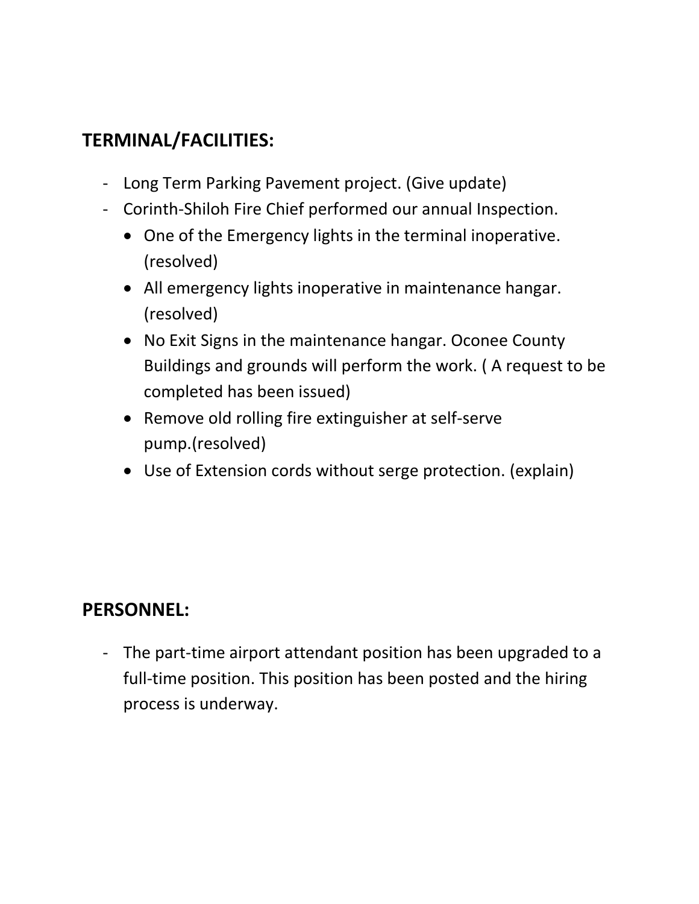## TERMINAL/FACILITIES:

- Long Term Parking Pavement project. (Give update)
- Corinth-Shiloh Fire Chief performed our annual Inspection.
  - One of the Emergency lights in the terminal inoperative. (resolved)
  - All emergency lights inoperative in maintenance hangar. (resolved)
  - No Exit Signs in the maintenance hangar. Oconee County Buildings and grounds will perform the work. ( A request to be completed has been issued)
  - Remove old rolling fire extinguisher at self-serve pump.(resolved)
  - Use of Extension cords without serge protection. (explain)

## PERSONNEL:

- The part-time airport attendant position has been upgraded to a full-time position. This position has been posted and the hiring process is underway.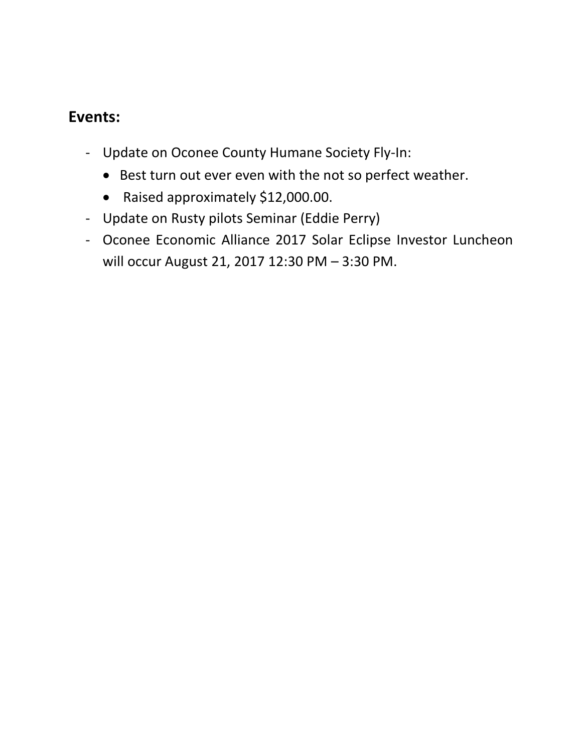## Events:

- Update on Oconee County Humane Society Fly-In:
  - Best turn out ever even with the not so perfect weather.
  - Raised approximately $12,000.00.
- Update on Rusty pilots Seminar (Eddie Perry)
- Oconee Economic Alliance 2017 Solar Eclipse Investor Luncheon will occur August 21, 2017 12:30 PM – 3:30 PM.